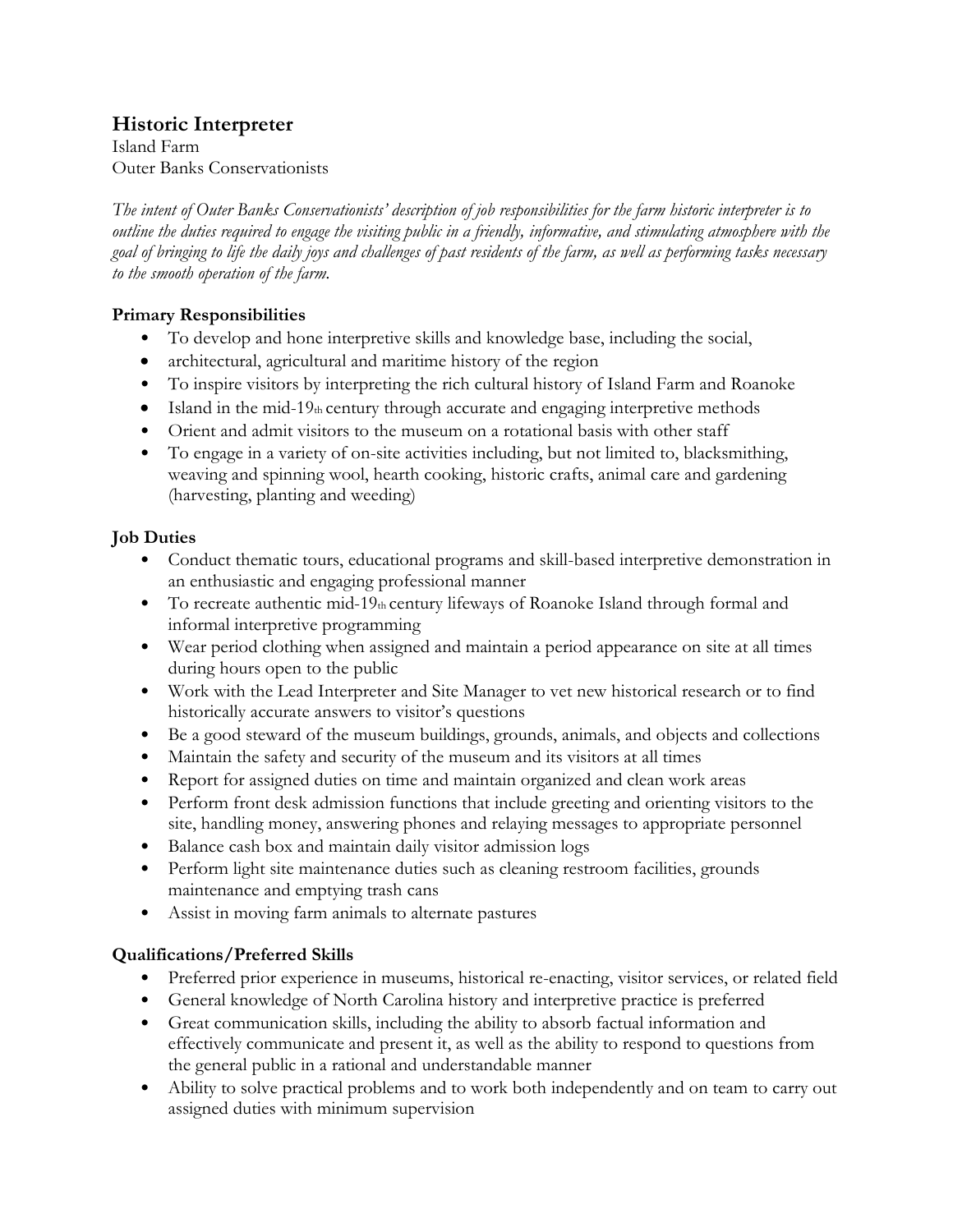# Historic Interpreter

Island Farm
Outer Banks Conservationists

*The intent of Outer Banks Conservationists' description of job responsibilities for the farm historic interpreter is to outline the duties required to engage the visiting public in a friendly, informative, and stimulating atmosphere with the goal of bringing to life the daily joys and challenges of past residents of the farm, as well as performing tasks necessary to the smooth operation of the farm.*

## Primary Responsibilities

- To develop and hone interpretive skills and knowledge base, including the social,
- architectural, agricultural and maritime history of the region
- To inspire visitors by interpreting the rich cultural history of Island Farm and Roanoke
- Island in the mid-19th century through accurate and engaging interpretive methods
- Orient and admit visitors to the museum on a rotational basis with other staff
- To engage in a variety of on-site activities including, but not limited to, blacksmithing, weaving and spinning wool, hearth cooking, historic crafts, animal care and gardening (harvesting, planting and weeding)

## Job Duties

- Conduct thematic tours, educational programs and skill-based interpretive demonstration in an enthusiastic and engaging professional manner
- To recreate authentic mid-19th century lifeways of Roanoke Island through formal and informal interpretive programming
- Wear period clothing when assigned and maintain a period appearance on site at all times during hours open to the public
- Work with the Lead Interpreter and Site Manager to vet new historical research or to find historically accurate answers to visitor's questions
- Be a good steward of the museum buildings, grounds, animals, and objects and collections
- Maintain the safety and security of the museum and its visitors at all times
- Report for assigned duties on time and maintain organized and clean work areas
- Perform front desk admission functions that include greeting and orienting visitors to the site, handling money, answering phones and relaying messages to appropriate personnel
- Balance cash box and maintain daily visitor admission logs
- Perform light site maintenance duties such as cleaning restroom facilities, grounds maintenance and emptying trash cans
- Assist in moving farm animals to alternate pastures

## Qualifications/Preferred Skills

- Preferred prior experience in museums, historical re-enacting, visitor services, or related field
- General knowledge of North Carolina history and interpretive practice is preferred
- Great communication skills, including the ability to absorb factual information and effectively communicate and present it, as well as the ability to respond to questions from the general public in a rational and understandable manner
- Ability to solve practical problems and to work both independently and on team to carry out assigned duties with minimum supervision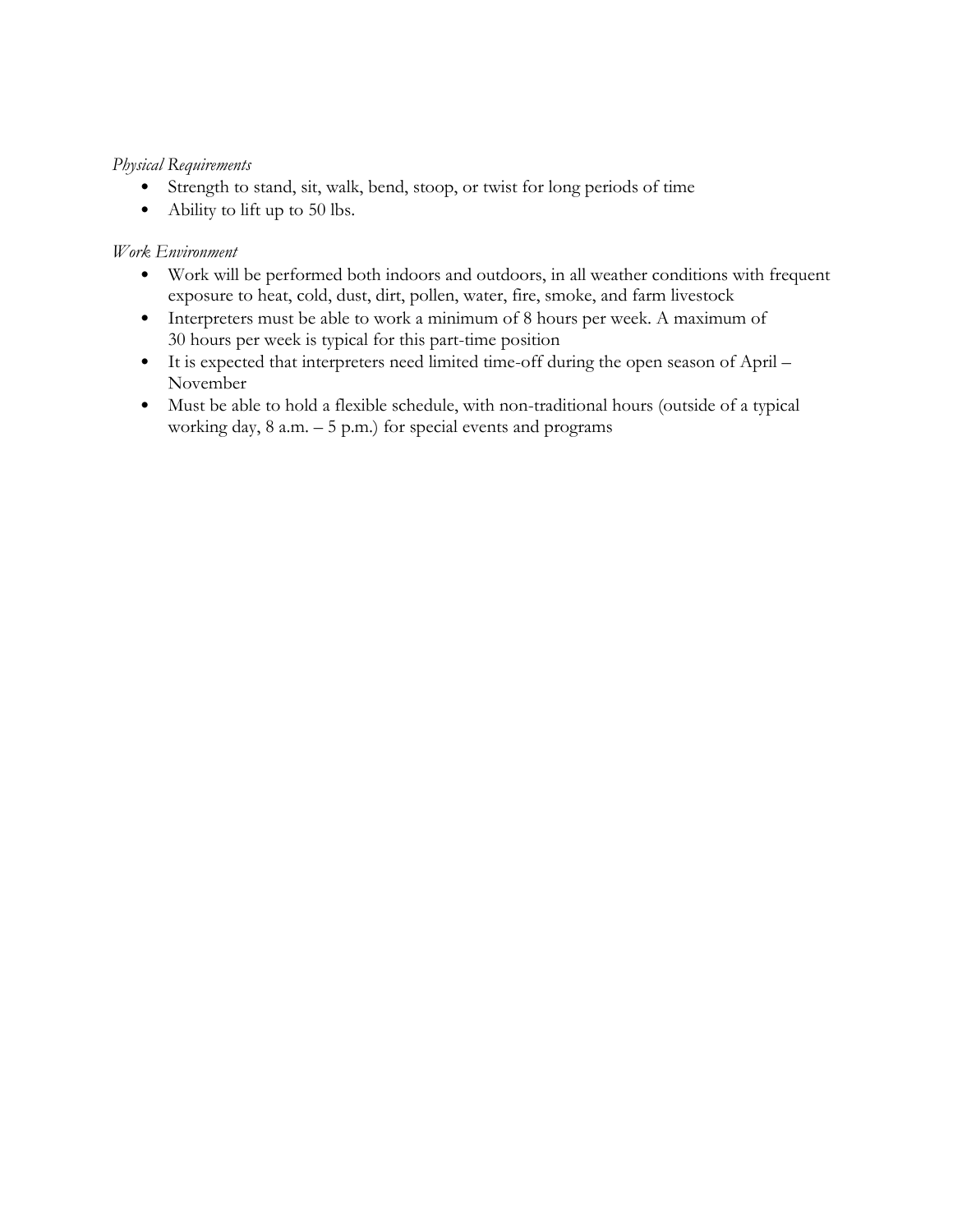*Physical Requirements*

- Strength to stand, sit, walk, bend, stoop, or twist for long periods of time
- Ability to lift up to 50 lbs.

*Work Environment*

- Work will be performed both indoors and outdoors, in all weather conditions with frequent exposure to heat, cold, dust, dirt, pollen, water, fire, smoke, and farm livestock
- Interpreters must be able to work a minimum of 8 hours per week. A maximum of 30 hours per week is typical for this part-time position
- It is expected that interpreters need limited time-off during the open season of April – November
- Must be able to hold a flexible schedule, with non-traditional hours (outside of a typical working day, 8 a.m. – 5 p.m.) for special events and programs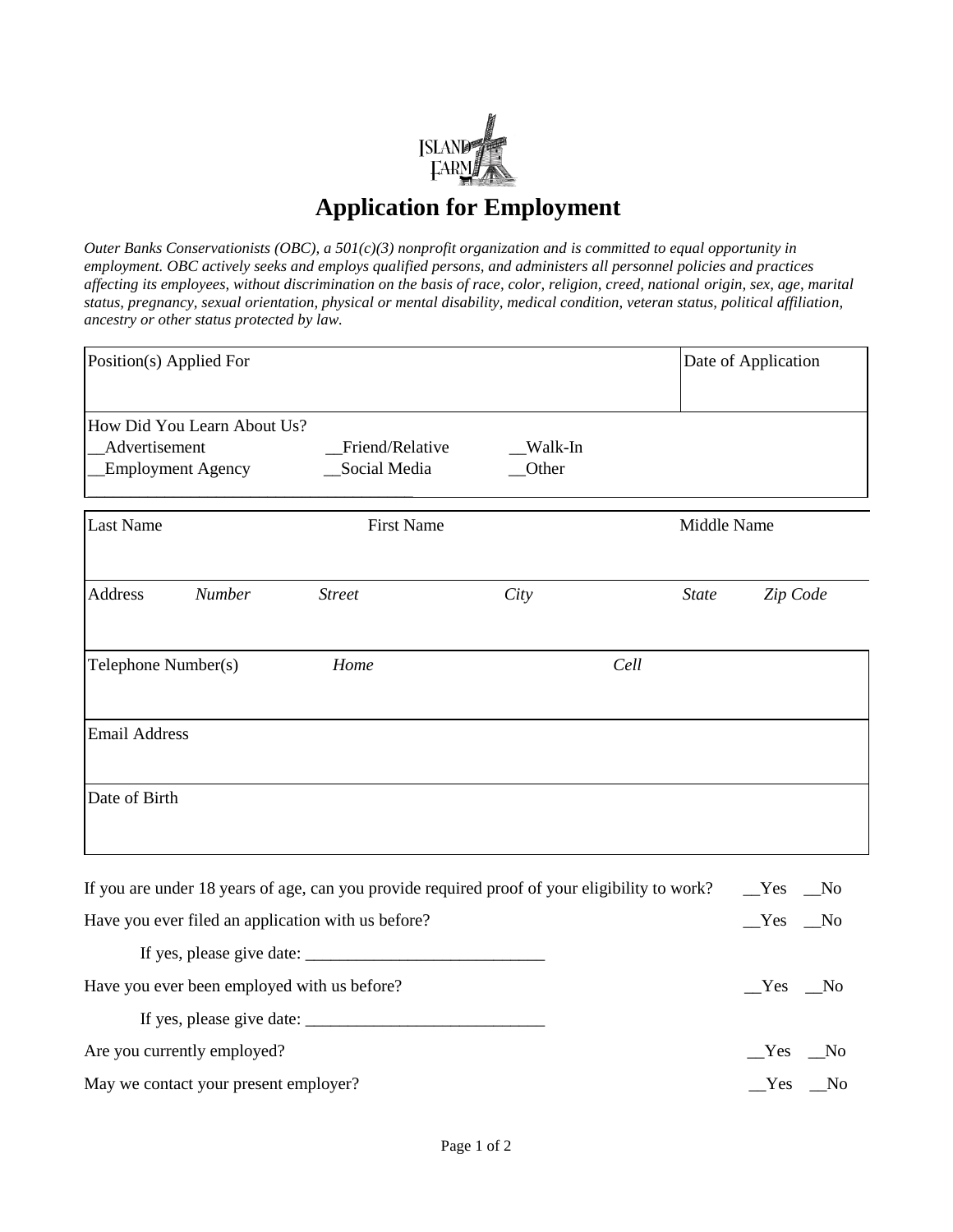# Application for Employment

*Outer Banks Conservationists (OBC), a 501(c)(3) nonprofit organization and is committed to equal opportunity in employment. OBC actively seeks and employs qualified persons, and administers all personnel policies and practices affecting its employees, without discrimination on the basis of race, color, religion, creed, national origin, sex, age, marital status, pregnancy, sexual orientation, physical or mental disability, medical condition, veteran status, political affiliation, ancestry or other status protected by law.*

| Position(s) Applied For | Date of Application |
|---|---|
| | |

How Did You Learn About Us?

__Advertisement __Friend/Relative __Walk-In

__Employment Agency __Social Media __Other

| Last Name | | First Name | | Middle Name | |
|---|---|---|---|---|---|
| | | | | | |
| Address | *Number* | *Street* | *City* | *State* | *Zip Code* |
| | | | | | |

| Telephone Number(s) | *Home* | *Cell* |
|---|---|---|
| | | |

| Email Address |
|---|
| |

| Date of Birth |
|---|
| |

If you are under 18 years of age, can you provide required proof of your eligibility to work? __Yes __No

Have you ever filed an application with us before? __Yes __No

If yes, please give date: ___________________________

Have you ever been employed with us before? __Yes __No

If yes, please give date: ___________________________

Are you currently employed? __Yes __No

May we contact your present employer? __Yes __No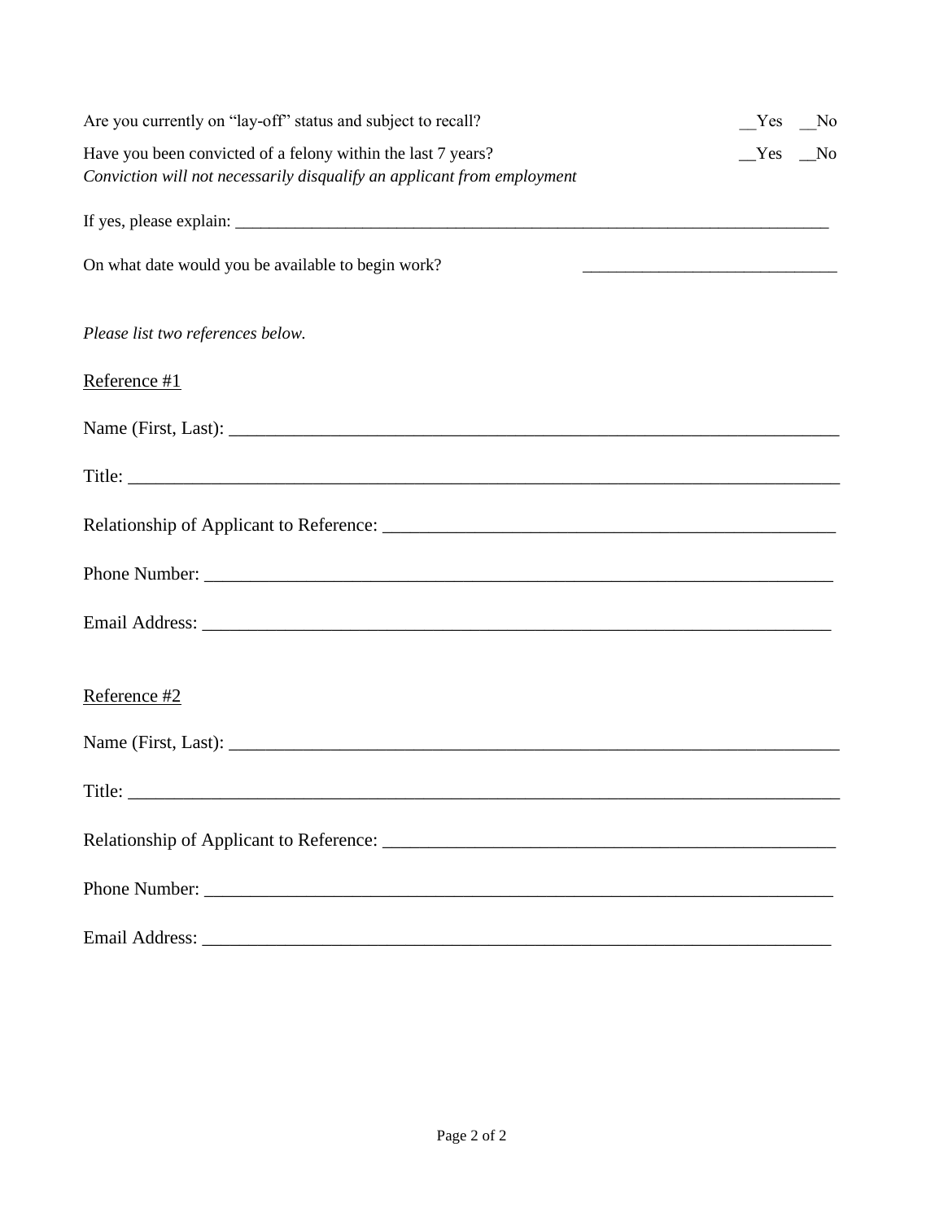Are you currently on "lay-off" status and subject to recall? __Yes __No

Have you been convicted of a felony within the last 7 years? __Yes __No
*Conviction will not necessarily disqualify an applicant from employment*

If yes, please explain: ___________________________________________________________________________

On what date would you be available to begin work? _____________________________

*Please list two references below.*

Reference #1

Name (First, Last): ______________________________________________________________________

Title: ______________________________________________________________________________

Relationship of Applicant to Reference: ___________________________________________________

Phone Number: ________________________________________________________________________

Email Address: ________________________________________________________________________

Reference #2

Name (First, Last): ______________________________________________________________________

Title: ______________________________________________________________________________

Relationship of Applicant to Reference: ___________________________________________________

Phone Number: ________________________________________________________________________

Email Address: ________________________________________________________________________